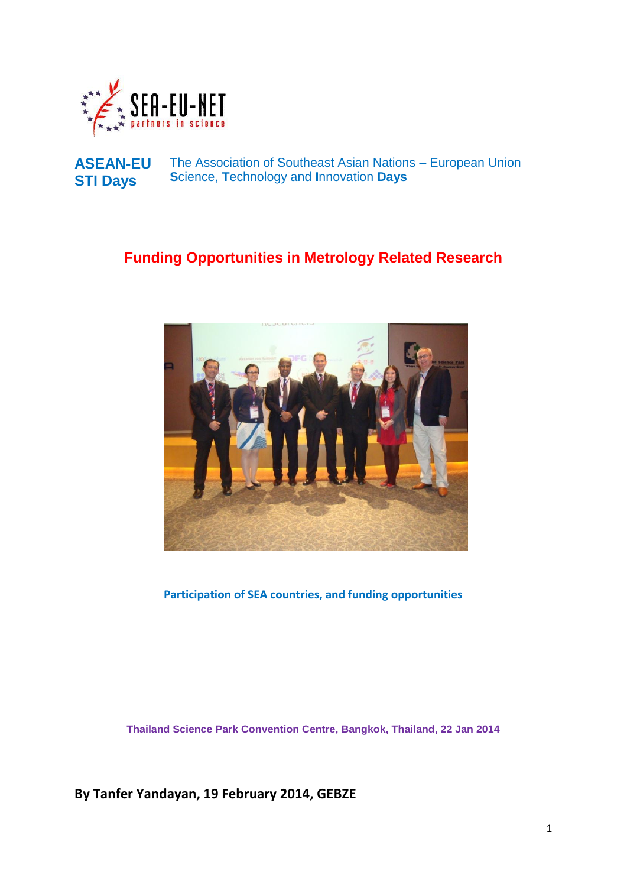SEA-EU-NET partners in science

**ASEAN-EU STI Days** — The Association of Southeast Asian Nations – European Union **S**cience, **T**echnology and **I**nnovation **Days**

# Funding Opportunities in Metrology Related Research

**Participation of SEA countries, and funding opportunities**

**Thailand Science Park Convention Centre, Bangkok, Thailand, 22 Jan 2014**

**By Tanfer Yandayan, 19 February 2014, GEBZE**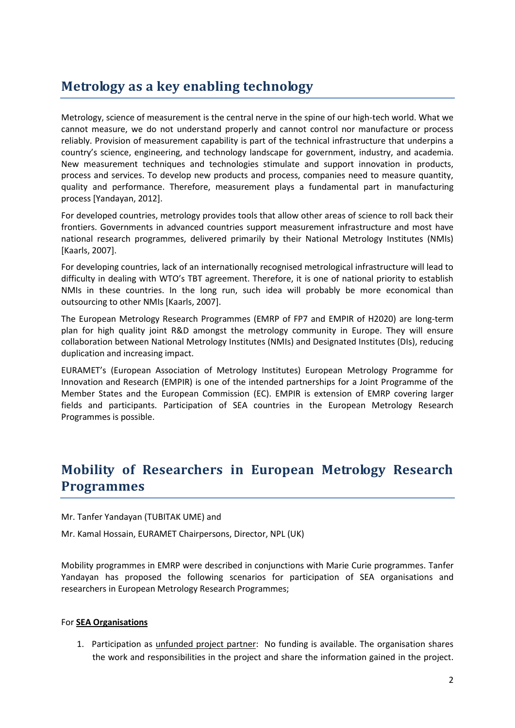## Metrology as a key enabling technology

Metrology, science of measurement is the central nerve in the spine of our high-tech world. What we cannot measure, we do not understand properly and cannot control nor manufacture or process reliably. Provision of measurement capability is part of the technical infrastructure that underpins a country's science, engineering, and technology landscape for government, industry, and academia. New measurement techniques and technologies stimulate and support innovation in products, process and services. To develop new products and process, companies need to measure quantity, quality and performance. Therefore, measurement plays a fundamental part in manufacturing process [Yandayan, 2012].

For developed countries, metrology provides tools that allow other areas of science to roll back their frontiers. Governments in advanced countries support measurement infrastructure and most have national research programmes, delivered primarily by their National Metrology Institutes (NMIs) [Kaarls, 2007].

For developing countries, lack of an internationally recognised metrological infrastructure will lead to difficulty in dealing with WTO's TBT agreement. Therefore, it is one of national priority to establish NMIs in these countries. In the long run, such idea will probably be more economical than outsourcing to other NMIs [Kaarls, 2007].

The European Metrology Research Programmes (EMRP of FP7 and EMPIR of H2020) are long-term plan for high quality joint R&D amongst the metrology community in Europe. They will ensure collaboration between National Metrology Institutes (NMIs) and Designated Institutes (DIs), reducing duplication and increasing impact.

EURAMET's (European Association of Metrology Institutes) European Metrology Programme for Innovation and Research (EMPIR) is one of the intended partnerships for a Joint Programme of the Member States and the European Commission (EC). EMPIR is extension of EMRP covering larger fields and participants. Participation of SEA countries in the European Metrology Research Programmes is possible.

## Mobility of Researchers in European Metrology Research Programmes

Mr. Tanfer Yandayan (TUBITAK UME) and

Mr. Kamal Hossain, EURAMET Chairpersons, Director, NPL (UK)

Mobility programmes in EMRP were described in conjunctions with Marie Curie programmes. Tanfer Yandayan has proposed the following scenarios for participation of SEA organisations and researchers in European Metrology Research Programmes;

For **SEA Organisations**

1. Participation as unfunded project partner: No funding is available. The organisation shares the work and responsibilities in the project and share the information gained in the project.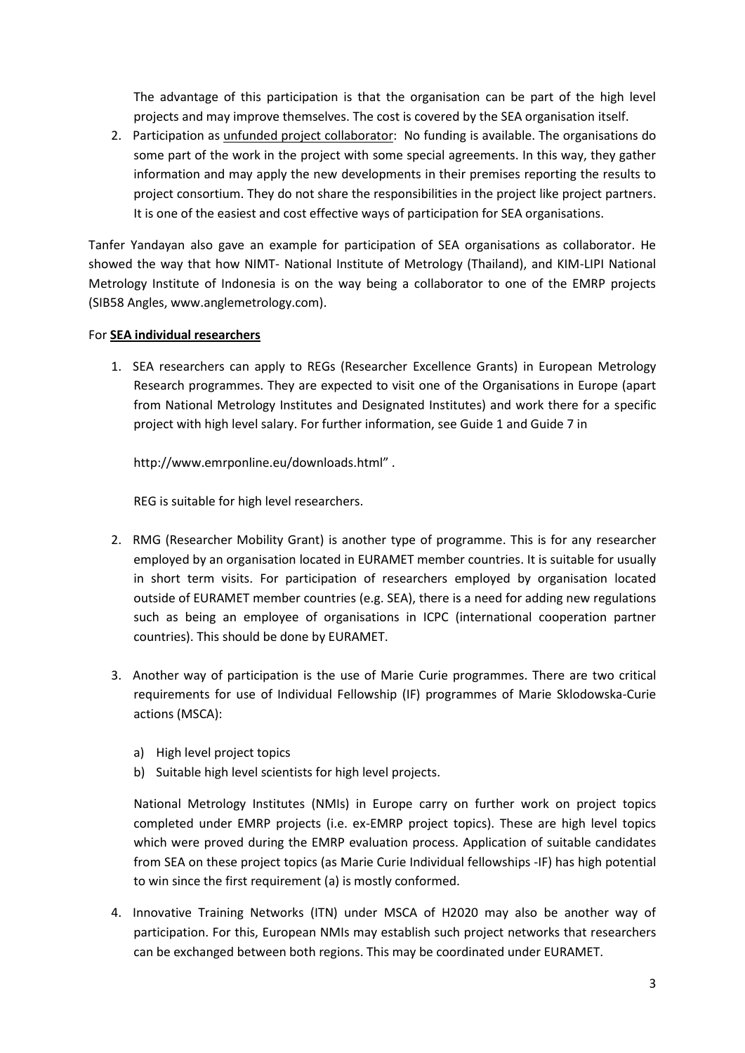The advantage of this participation is that the organisation can be part of the high level projects and may improve themselves. The cost is covered by the SEA organisation itself.

2. Participation as <u>unfunded project collaborator</u>: No funding is available. The organisations do some part of the work in the project with some special agreements. In this way, they gather information and may apply the new developments in their premises reporting the results to project consortium. They do not share the responsibilities in the project like project partners. It is one of the easiest and cost effective ways of participation for SEA organisations.

Tanfer Yandayan also gave an example for participation of SEA organisations as collaborator. He showed the way that how NIMT- National Institute of Metrology (Thailand), and KIM-LIPI National Metrology Institute of Indonesia is on the way being a collaborator to one of the EMRP projects (SIB58 Angles, www.anglemetrology.com).

For **<u>SEA individual researchers</u>**

1. SEA researchers can apply to REGs (Researcher Excellence Grants) in European Metrology Research programmes. They are expected to visit one of the Organisations in Europe (apart from National Metrology Institutes and Designated Institutes) and work there for a specific project with high level salary. For further information, see Guide 1 and Guide 7 in

   http://www.emrponline.eu/downloads.html" .

   REG is suitable for high level researchers.

2. RMG (Researcher Mobility Grant) is another type of programme. This is for any researcher employed by an organisation located in EURAMET member countries. It is suitable for usually in short term visits. For participation of researchers employed by organisation located outside of EURAMET member countries (e.g. SEA), there is a need for adding new regulations such as being an employee of organisations in ICPC (international cooperation partner countries). This should be done by EURAMET.

3. Another way of participation is the use of Marie Curie programmes. There are two critical requirements for use of Individual Fellowship (IF) programmes of Marie Sklodowska-Curie actions (MSCA):

   a) High level project topics
   b) Suitable high level scientists for high level projects.

   National Metrology Institutes (NMIs) in Europe carry on further work on project topics completed under EMRP projects (i.e. ex-EMRP project topics). These are high level topics which were proved during the EMRP evaluation process. Application of suitable candidates from SEA on these project topics (as Marie Curie Individual fellowships -IF) has high potential to win since the first requirement (a) is mostly conformed.

4. Innovative Training Networks (ITN) under MSCA of H2020 may also be another way of participation. For this, European NMIs may establish such project networks that researchers can be exchanged between both regions. This may be coordinated under EURAMET.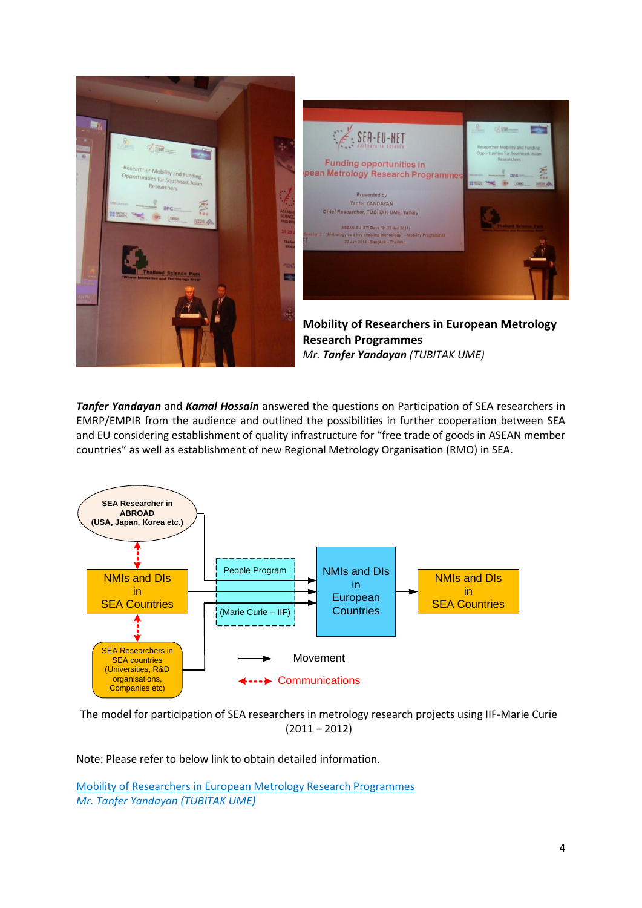**Mobility of Researchers in European Metrology Research Programmes**
*Mr. **Tanfer Yandayan** (TUBITAK UME)*

***Tanfer Yandayan*** and ***Kamal Hossain*** answered the questions on Participation of SEA researchers in EMRP/EMPIR from the audience and outlined the possibilities in further cooperation between SEA and EU considering establishment of quality infrastructure for "free trade of goods in ASEAN member countries" as well as establishment of new Regional Metrology Organisation (RMO) in SEA.

The model for participation of SEA researchers in metrology research projects using IIF-Marie Curie (2011 – 2012)

Note: Please refer to below link to obtain detailed information.

Mobility of Researchers in European Metrology Research Programmes
*Mr. Tanfer Yandayan (TUBITAK UME)*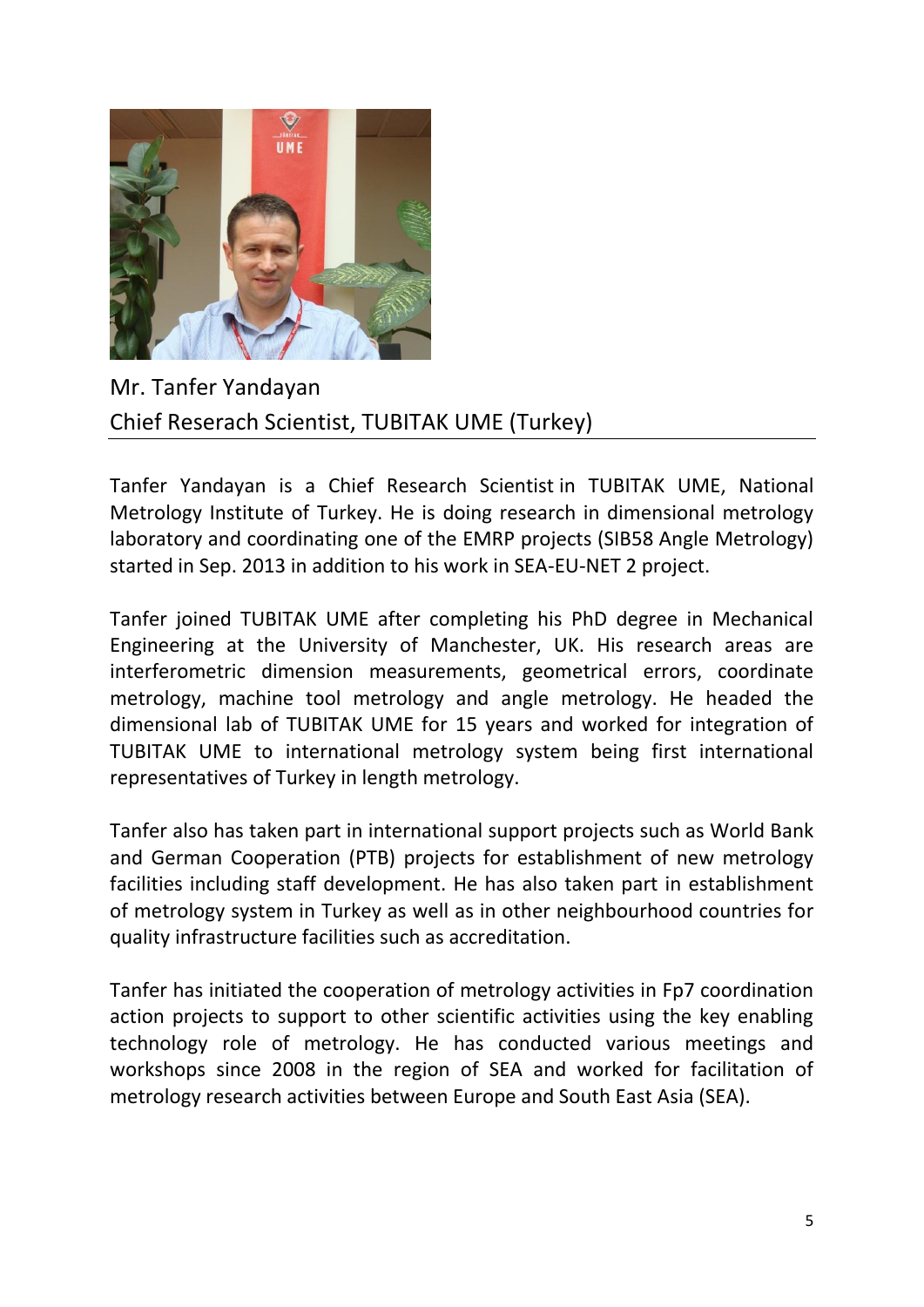Mr. Tanfer Yandayan
Chief Reserach Scientist, TUBITAK UME (Turkey)

---

Tanfer Yandayan is a Chief Research Scientist in TUBITAK UME, National Metrology Institute of Turkey. He is doing research in dimensional metrology laboratory and coordinating one of the EMRP projects (SIB58 Angle Metrology) started in Sep. 2013 in addition to his work in SEA-EU-NET 2 project.

Tanfer joined TUBITAK UME after completing his PhD degree in Mechanical Engineering at the University of Manchester, UK. His research areas are interferometric dimension measurements, geometrical errors, coordinate metrology, machine tool metrology and angle metrology. He headed the dimensional lab of TUBITAK UME for 15 years and worked for integration of TUBITAK UME to international metrology system being first international representatives of Turkey in length metrology.

Tanfer also has taken part in international support projects such as World Bank and German Cooperation (PTB) projects for establishment of new metrology facilities including staff development. He has also taken part in establishment of metrology system in Turkey as well as in other neighbourhood countries for quality infrastructure facilities such as accreditation.

Tanfer has initiated the cooperation of metrology activities in Fp7 coordination action projects to support to other scientific activities using the key enabling technology role of metrology. He has conducted various meetings and workshops since 2008 in the region of SEA and worked for facilitation of metrology research activities between Europe and South East Asia (SEA).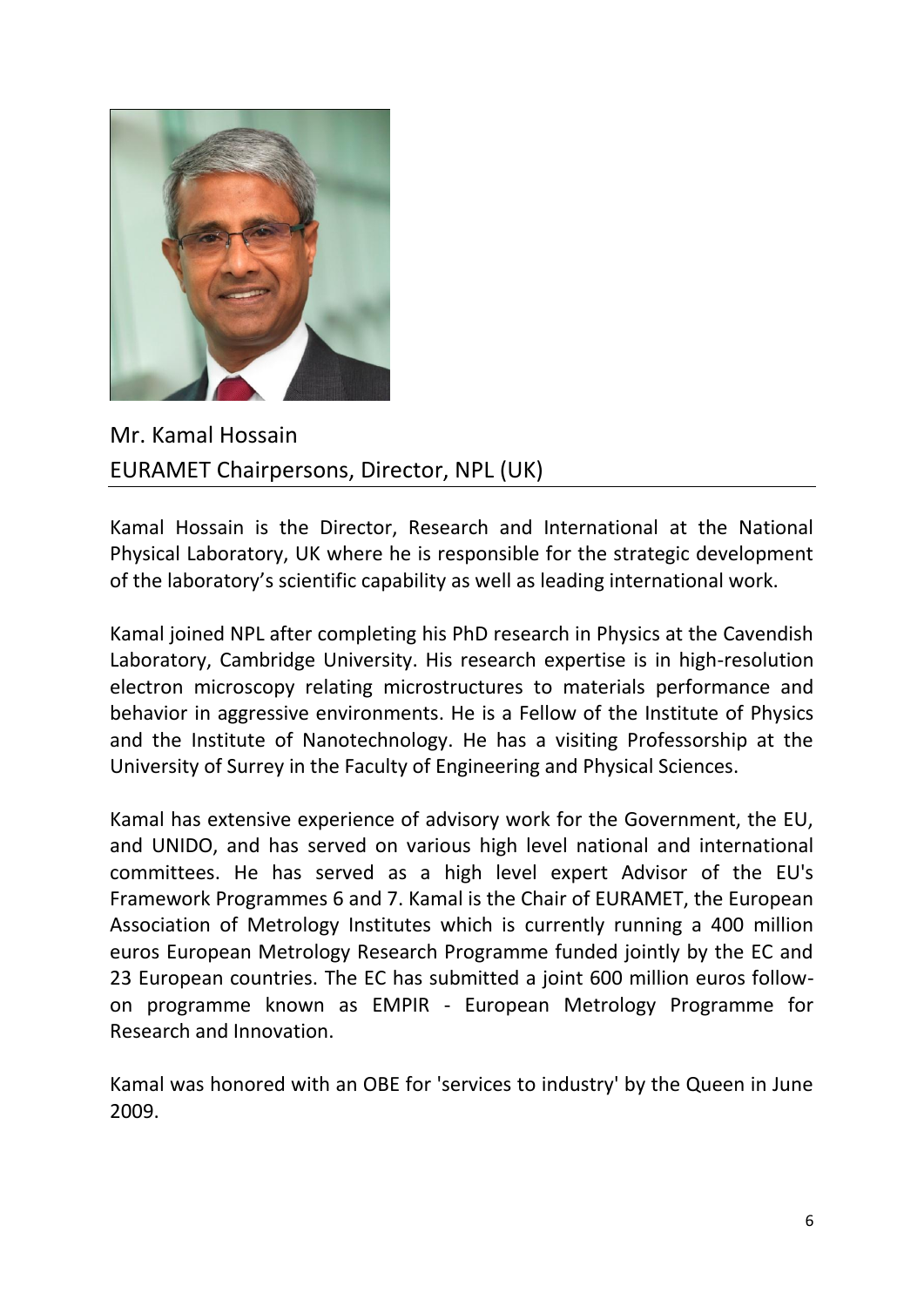Mr. Kamal Hossain
EURAMET Chairpersons, Director, NPL (UK)

Kamal Hossain is the Director, Research and International at the National Physical Laboratory, UK where he is responsible for the strategic development of the laboratory's scientific capability as well as leading international work.

Kamal joined NPL after completing his PhD research in Physics at the Cavendish Laboratory, Cambridge University. His research expertise is in high-resolution electron microscopy relating microstructures to materials performance and behavior in aggressive environments. He is a Fellow of the Institute of Physics and the Institute of Nanotechnology. He has a visiting Professorship at the University of Surrey in the Faculty of Engineering and Physical Sciences.

Kamal has extensive experience of advisory work for the Government, the EU, and UNIDO, and has served on various high level national and international committees. He has served as a high level expert Advisor of the EU's Framework Programmes 6 and 7. Kamal is the Chair of EURAMET, the European Association of Metrology Institutes which is currently running a 400 million euros European Metrology Research Programme funded jointly by the EC and 23 European countries. The EC has submitted a joint 600 million euros follow-on programme known as EMPIR - European Metrology Programme for Research and Innovation.

Kamal was honored with an OBE for 'services to industry' by the Queen in June 2009.